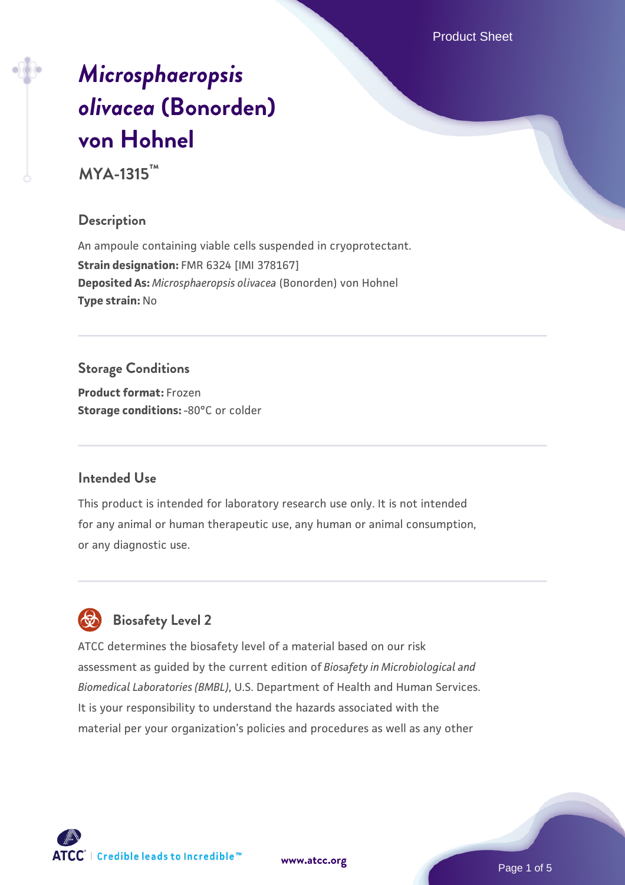# *Microsphaeropsis olivacea* (Bonorden) von Hohnel

**MYA-1315™**

## Description

An ampoule containing viable cells suspended in cryoprotectant.
**Strain designation:** FMR 6324 [IMI 378167]
**Deposited As:** *Microsphaeropsis olivacea* (Bonorden) von Hohnel
**Type strain:** No

## Storage Conditions

**Product format:** Frozen
**Storage conditions:** -80°C or colder

## Intended Use

This product is intended for laboratory research use only. It is not intended for any animal or human therapeutic use, any human or animal consumption, or any diagnostic use.

## Biosafety Level 2

ATCC determines the biosafety level of a material based on our risk assessment as guided by the current edition of *Biosafety in Microbiological and Biomedical Laboratories (BMBL)*, U.S. Department of Health and Human Services. It is your responsibility to understand the hazards associated with the material per your organization's policies and procedures as well as any other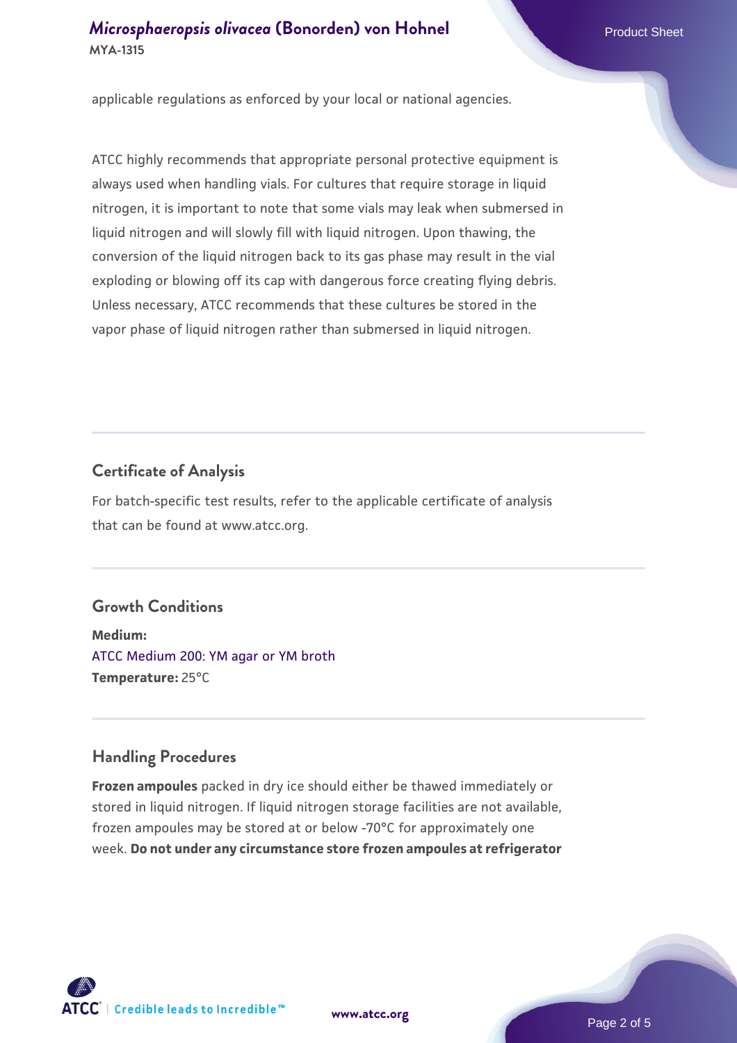applicable regulations as enforced by your local or national agencies.

ATCC highly recommends that appropriate personal protective equipment is always used when handling vials. For cultures that require storage in liquid nitrogen, it is important to note that some vials may leak when submersed in liquid nitrogen and will slowly fill with liquid nitrogen. Upon thawing, the conversion of the liquid nitrogen back to its gas phase may result in the vial exploding or blowing off its cap with dangerous force creating flying debris. Unless necessary, ATCC recommends that these cultures be stored in the vapor phase of liquid nitrogen rather than submersed in liquid nitrogen.

## Certificate of Analysis

For batch-specific test results, refer to the applicable certificate of analysis that can be found at www.atcc.org.

## Growth Conditions

**Medium:**
ATCC Medium 200: YM agar or YM broth
**Temperature:** 25°C

## Handling Procedures

**Frozen ampoules** packed in dry ice should either be thawed immediately or stored in liquid nitrogen. If liquid nitrogen storage facilities are not available, frozen ampoules may be stored at or below -70°C for approximately one week. **Do not under any circumstance store frozen ampoules at refrigerator**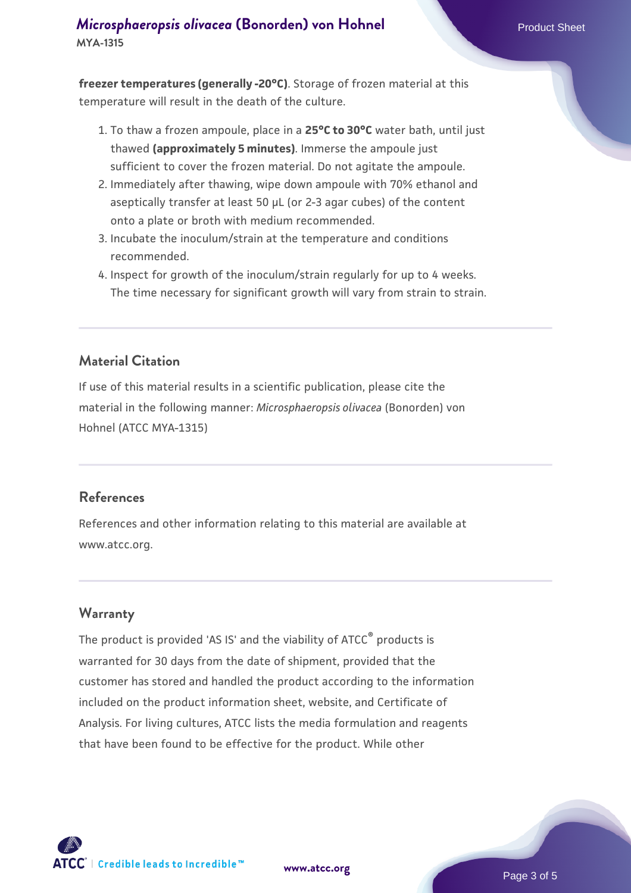**freezer temperatures (generally -20°C)**. Storage of frozen material at this temperature will result in the death of the culture.

1. To thaw a frozen ampoule, place in a **25°C to 30°C** water bath, until just thawed **(approximately 5 minutes)**. Immerse the ampoule just sufficient to cover the frozen material. Do not agitate the ampoule.
2. Immediately after thawing, wipe down ampoule with 70% ethanol and aseptically transfer at least 50 µL (or 2-3 agar cubes) of the content onto a plate or broth with medium recommended.
3. Incubate the inoculum/strain at the temperature and conditions recommended.
4. Inspect for growth of the inoculum/strain regularly for up to 4 weeks. The time necessary for significant growth will vary from strain to strain.

## Material Citation

If use of this material results in a scientific publication, please cite the material in the following manner: *Microsphaeropsis olivacea* (Bonorden) von Hohnel (ATCC MYA-1315)

## References

References and other information relating to this material are available at www.atcc.org.

## Warranty

The product is provided 'AS IS' and the viability of ATCC® products is warranted for 30 days from the date of shipment, provided that the customer has stored and handled the product according to the information included on the product information sheet, website, and Certificate of Analysis. For living cultures, ATCC lists the media formulation and reagents that have been found to be effective for the product. While other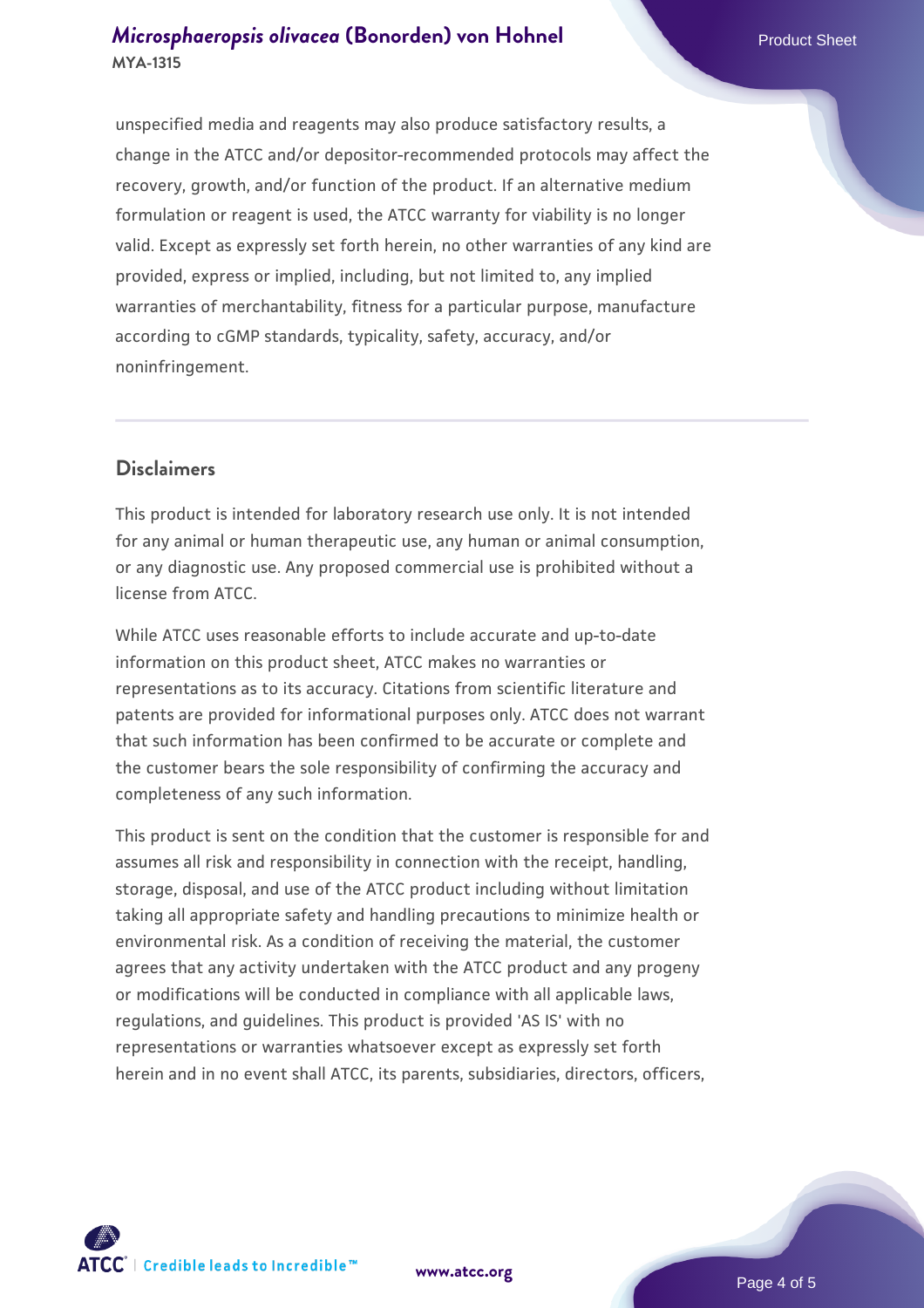unspecified media and reagents may also produce satisfactory results, a change in the ATCC and/or depositor-recommended protocols may affect the recovery, growth, and/or function of the product. If an alternative medium formulation or reagent is used, the ATCC warranty for viability is no longer valid. Except as expressly set forth herein, no other warranties of any kind are provided, express or implied, including, but not limited to, any implied warranties of merchantability, fitness for a particular purpose, manufacture according to cGMP standards, typicality, safety, accuracy, and/or noninfringement.

## Disclaimers

This product is intended for laboratory research use only. It is not intended for any animal or human therapeutic use, any human or animal consumption, or any diagnostic use. Any proposed commercial use is prohibited without a license from ATCC.

While ATCC uses reasonable efforts to include accurate and up-to-date information on this product sheet, ATCC makes no warranties or representations as to its accuracy. Citations from scientific literature and patents are provided for informational purposes only. ATCC does not warrant that such information has been confirmed to be accurate or complete and the customer bears the sole responsibility of confirming the accuracy and completeness of any such information.

This product is sent on the condition that the customer is responsible for and assumes all risk and responsibility in connection with the receipt, handling, storage, disposal, and use of the ATCC product including without limitation taking all appropriate safety and handling precautions to minimize health or environmental risk. As a condition of receiving the material, the customer agrees that any activity undertaken with the ATCC product and any progeny or modifications will be conducted in compliance with all applicable laws, regulations, and guidelines. This product is provided 'AS IS' with no representations or warranties whatsoever except as expressly set forth herein and in no event shall ATCC, its parents, subsidiaries, directors, officers,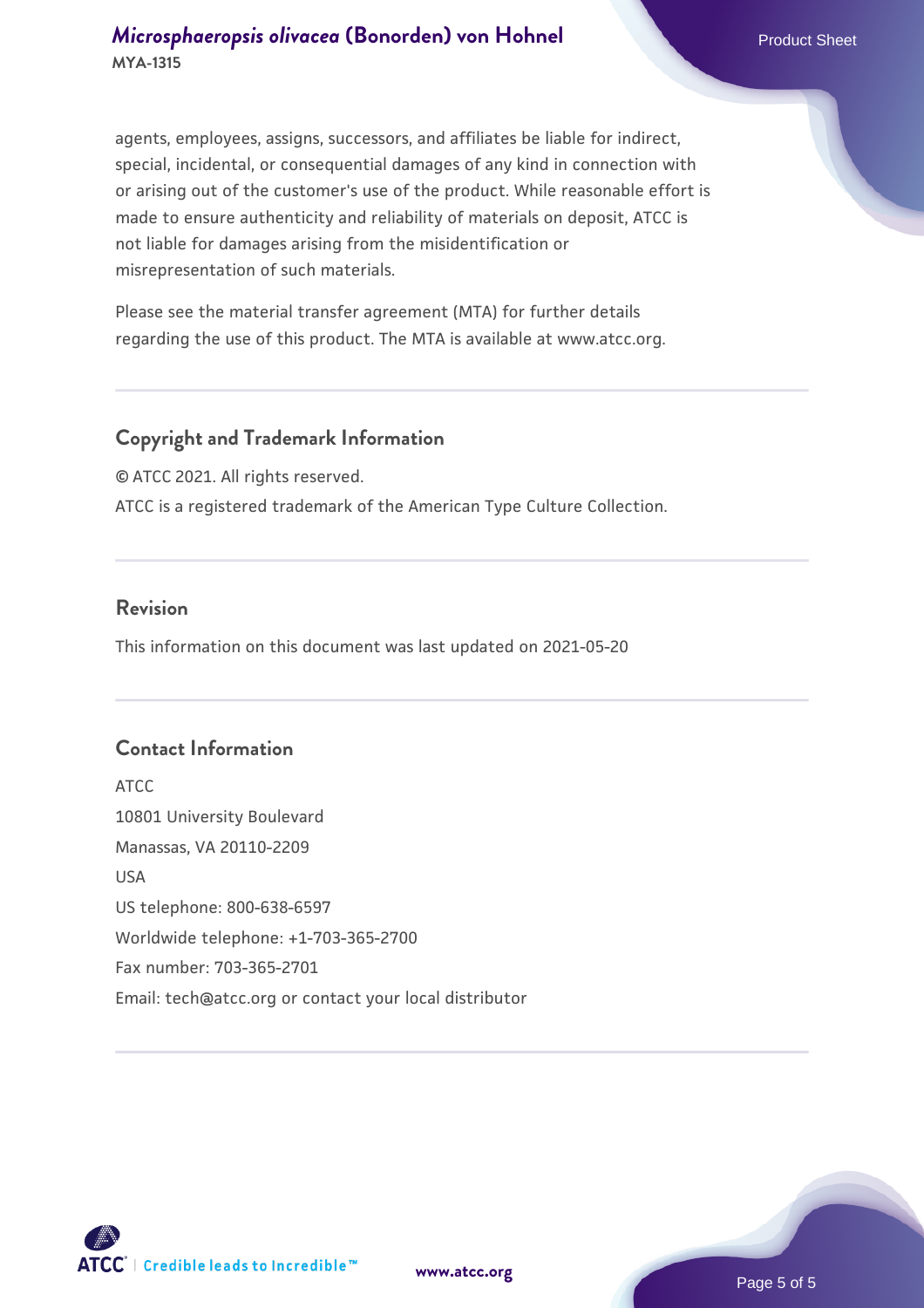agents, employees, assigns, successors, and affiliates be liable for indirect, special, incidental, or consequential damages of any kind in connection with or arising out of the customer's use of the product. While reasonable effort is made to ensure authenticity and reliability of materials on deposit, ATCC is not liable for damages arising from the misidentification or misrepresentation of such materials.

Please see the material transfer agreement (MTA) for further details regarding the use of this product. The MTA is available at www.atcc.org.

## Copyright and Trademark Information

© ATCC 2021. All rights reserved.

ATCC is a registered trademark of the American Type Culture Collection.

## Revision

This information on this document was last updated on 2021-05-20

## Contact Information

ATCC
10801 University Boulevard
Manassas, VA 20110-2209
USA
US telephone: 800-638-6597
Worldwide telephone: +1-703-365-2700
Fax number: 703-365-2701
Email: tech@atcc.org or contact your local distributor